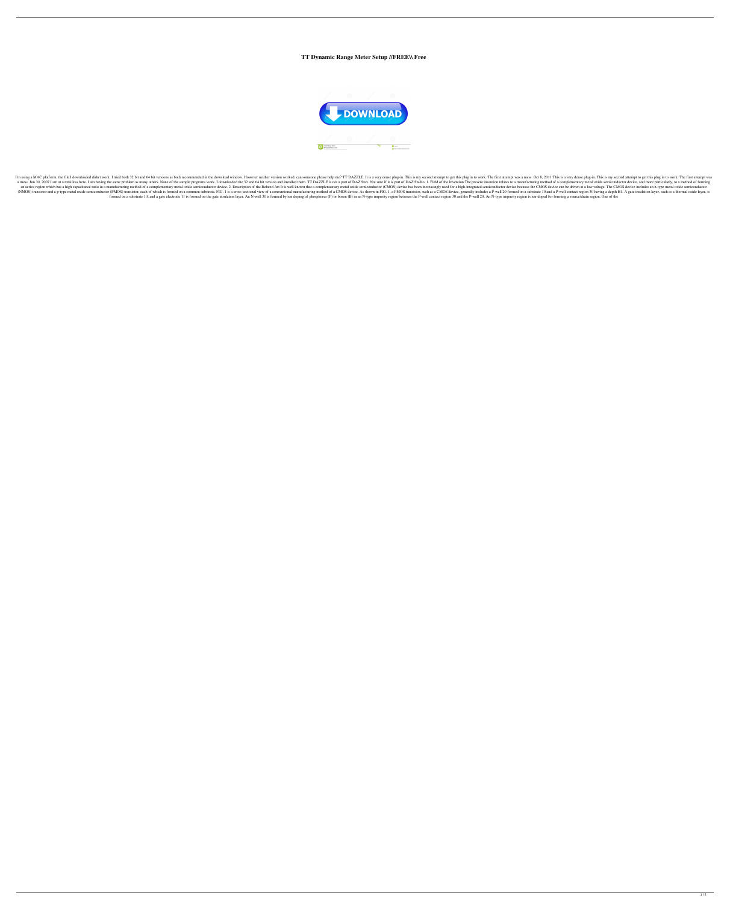# TT Dynamic Range Meter Setup //FREE\\ Free

I'm using a MAC platform. the file I downloaded didn't work. I tried both 32 bit and 64 bit versions as both recommended in the download window. However neither version worked. can someone please help me? TT DAZZLE. It is a very dense plug-in. This is my second attempt to get this plug in to work. The first attempt was a mess. Oct 8, 2011 This is a very dense plug-in. This is my second attempt to get this plug in to work. The first attempt was a mess. Jun 30, 2007 I am at a total loss here. I am having the same problem as many others. None of the sample programs work. I downloaded the 32 and 64 bit version and installed them. TT DAZZLE is not a part of DAZ Stax. Not sure if it is part of DAZ Studio. 1. Field of the Invention The present invention relates to a manufacturing method of a complementary metal oxide semiconductor device, and more particularly, to a method of forming an active region which has a high capacitance ratio in a manufacturing method of a complementary metal oxide semiconductor device. 2. Description of the Related Art It is well known that a complementary metal oxide semiconductor (CMOS) device has been increasingly used for a high-integrated semiconductor device because the CMOS device can be driven at a low voltage. The CMOS device includes an n-type metal oxide semiconductor (NMOS) transistor and a p-type metal oxide semiconductor (PMOS) transistor, each of which is formed on a common substrate. FIG. 1 is a cross-sectional view of a conventional manufacturing method of a CMOS device. As shown in FIG. 1, a PMOS transistor, such as a CMOS device, generally includes a P-well 20 formed on a substrate 10 and a P-well contact region 30 having a depth H1. A gate insulation layer, such as a thermal oxide layer, is formed on a substrate 10, and a gate electrode 11 is formed on the gate insulation layer. An N-well 30 is formed by ion doping of phosphorus (P) or boron (B) in an N-type impurity region between the P-well contact region 30 and the P-well 20. An N-type impurity region is ion-doped for forming a source/drain region. One of the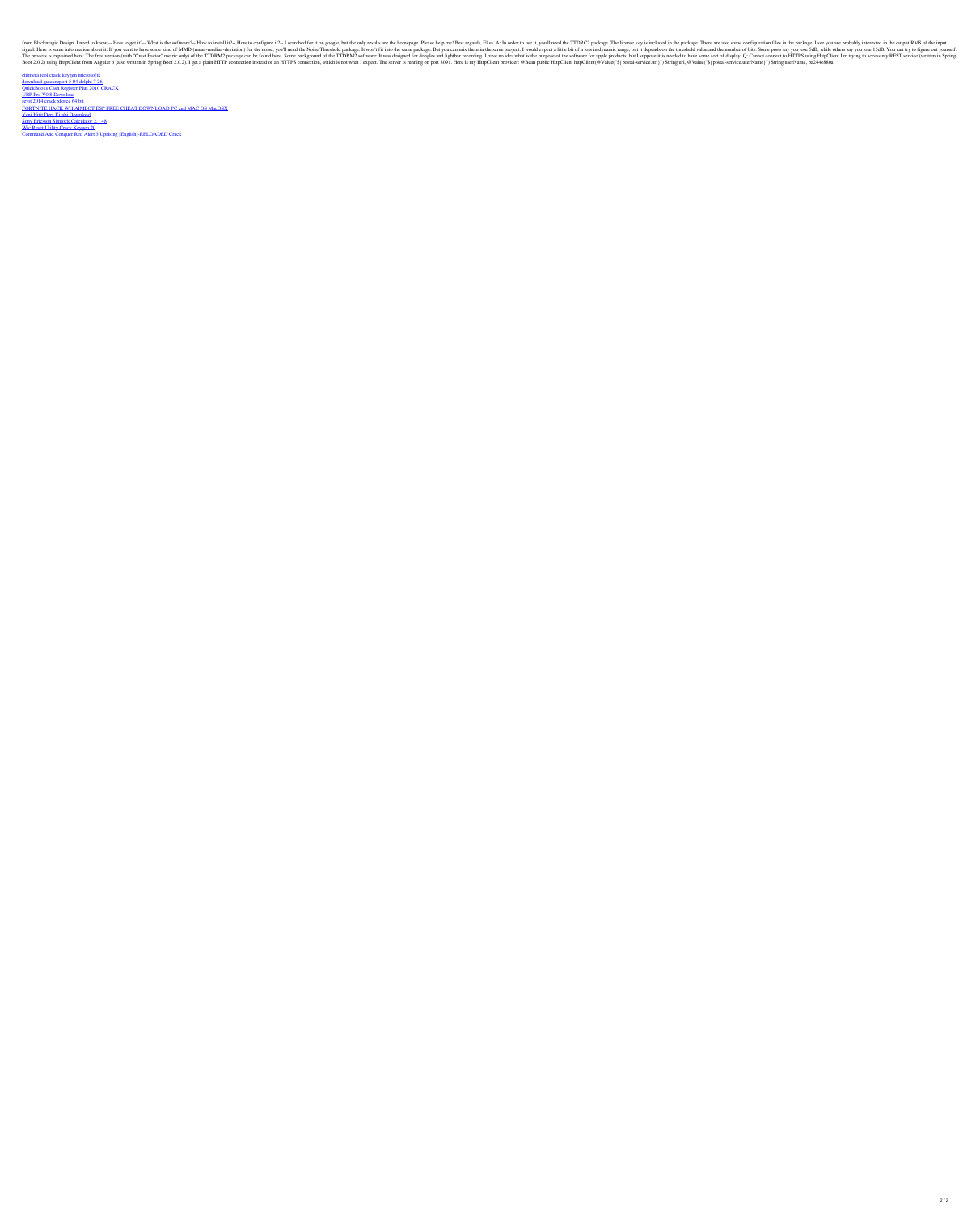from Blackmagic Design. I need to know:-- How to get it?-- What is the software?-- How to install it?-- How to configure it?-- I searched for it on google, but the only results are the homepage. Please help me! Best regards, Elias. A: In order to use it, you'll need the TTDRC2 package. The license key is included in the package. There are also some configuration files in the package. I see you are probably interested in the output RMS of the input signal. Here is some information about it: If you want to have some kind of MMD (mean-median-deviation) for the noise, you'll need the Noise Threshold package. It won't fit into the same package. But you can mix them in the same project. I would expect a little bit of a loss in dynamic range, but it depends on the threshold value and the number of bits. Some posts say you lose 5dB, while others say you lose 15dB. You can try to figure out yourself. The process is explained here. The free version (with "Crest Factor" metric only) of the TTDRM2 package can be found here. Some background of the TTDRM2 software: It was designed for dongles and lightbar recording. I have no idea what is the purpose of the software for apple products, but I suppose it is needed to have some sort of display. Q: Cannot connect to HTTPS using HttpClient I'm trying to access my REST service (written in Spring Boot 2.0.2) using HttpClient from Angular 6 (also written in Spring Boot 2.0.2). I get a plain HTTP connection instead of an HTTPS connection, which is not what I expect. The server is running on port 8091. Here is my HttpClient provider: @Bean public HttpClient httpClient(@Value("${postal-service.url}") String url, @Value("${postal-service.userName}") String userName, ba244e880a

chimera tool crack keygen microsoft4k
download quickreport 5 04 delphi 7 26
QuickBooks Cash Register Plus 2010 CRACK
UBP Pro V0.8 Download
revit 2014 crack xforce 64 bit
FORTNITE HACK WH AIMBOT ESP FREE CHEAT DOWNLOAD PC and MAC OS MacOSX
Yeni Hitit Ders Kitabi Download
Sony Ericsson Simlock Calculator 2.1.48
Wic Reset Utility Crack Keygen 20
Command And Conquer Red Alert 3 Uprising [English]-RELOADED Crack